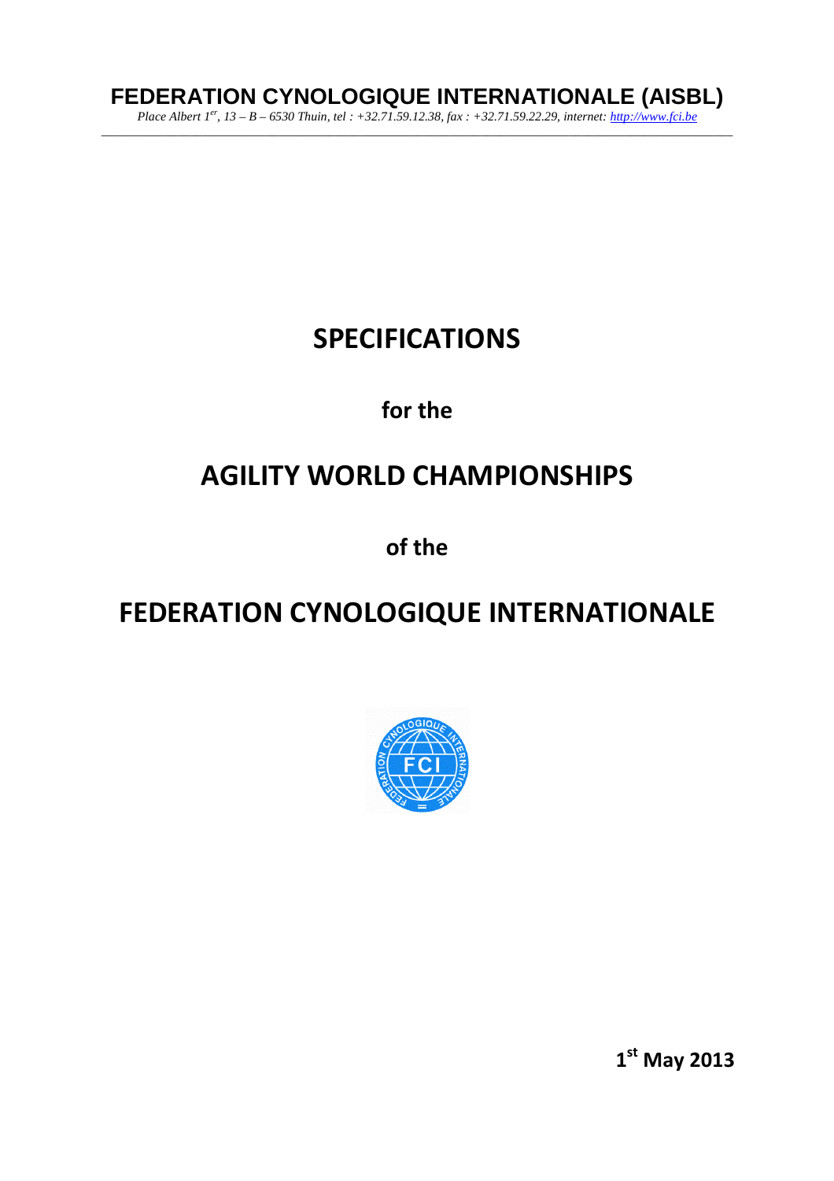**FEDERATION CYNOLOGIQUE INTERNATIONALE (AISBL)**

*Place Albert 1er, 13 – B – 6530 Thuin, tel : +32.71.59.12.38, fax : +32.71.59.22.29, internet: http://www.fci.be*

# SPECIFICATIONS

## for the

# AGILITY WORLD CHAMPIONSHIPS

## of the

# FEDERATION CYNOLOGIQUE INTERNATIONALE

**1st May 2013**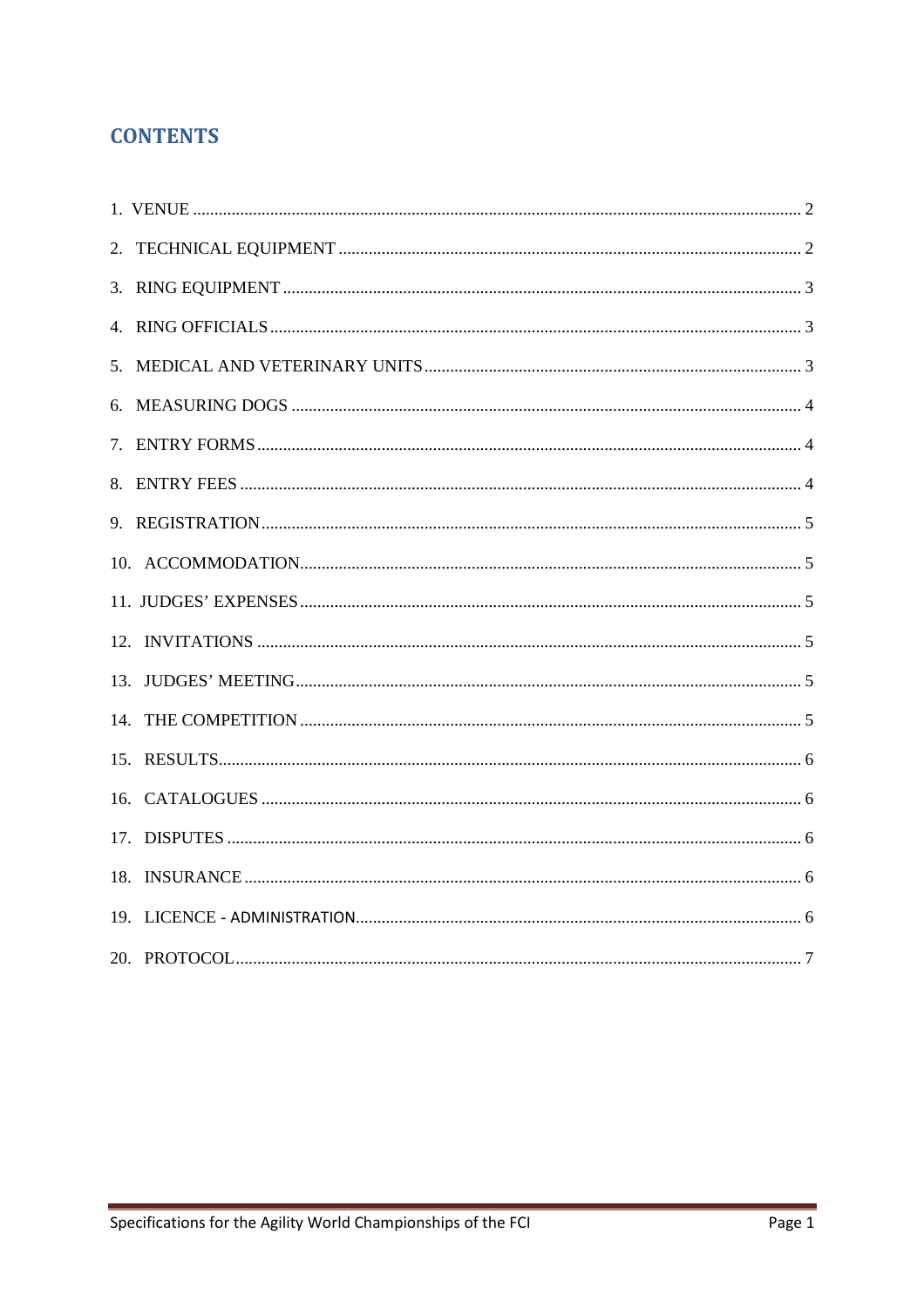# CONTENTS

1. VENUE ............................................................ 2
2. TECHNICAL EQUIPMENT ............................................................ 2
3. RING EQUIPMENT ............................................................ 3
4. RING OFFICIALS ............................................................ 3
5. MEDICAL AND VETERINARY UNITS ............................................................ 3
6. MEASURING DOGS ............................................................ 4
7. ENTRY FORMS ............................................................ 4
8. ENTRY FEES ............................................................ 4
9. REGISTRATION ............................................................ 5
10. ACCOMMODATION ............................................................ 5
11. JUDGES' EXPENSES ............................................................ 5
12. INVITATIONS ............................................................ 5
13. JUDGES' MEETING ............................................................ 5
14. THE COMPETITION ............................................................ 5
15. RESULTS ............................................................ 6
16. CATALOGUES ............................................................ 6
17. DISPUTES ............................................................ 6
18. INSURANCE ............................................................ 6
19. LICENCE - ADMINISTRATION ............................................................ 6
20. PROTOCOL ............................................................ 7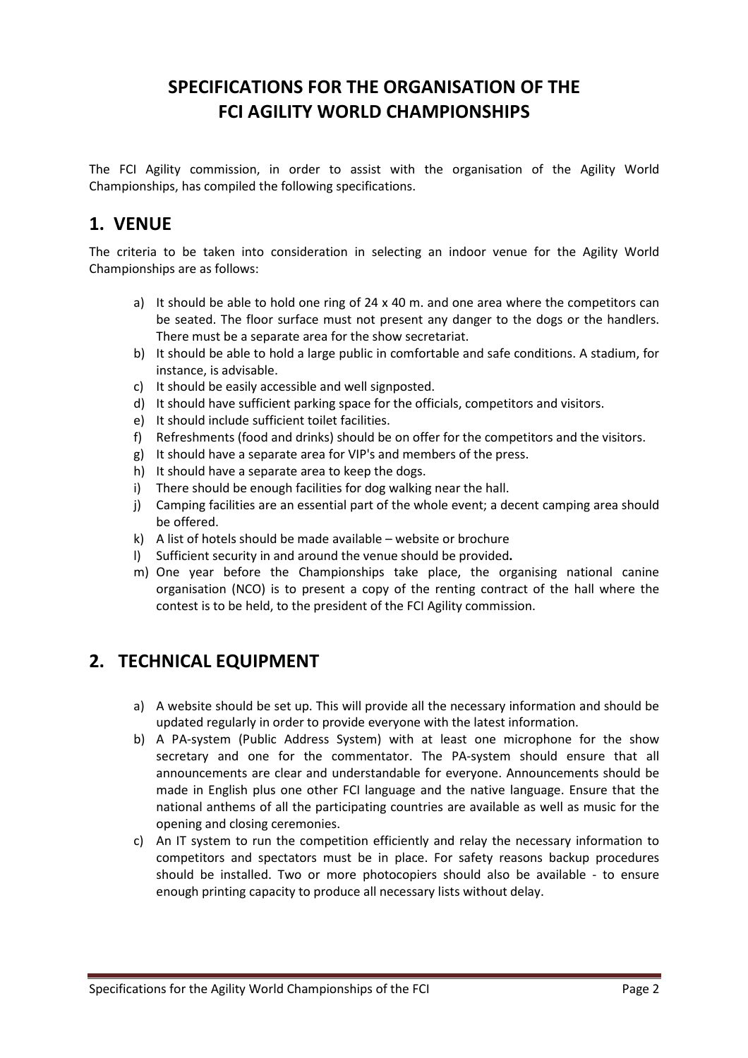# SPECIFICATIONS FOR THE ORGANISATION OF THE FCI AGILITY WORLD CHAMPIONSHIPS

The FCI Agility commission, in order to assist with the organisation of the Agility World Championships, has compiled the following specifications.

## 1. VENUE

The criteria to be taken into consideration in selecting an indoor venue for the Agility World Championships are as follows:

a) It should be able to hold one ring of 24 x 40 m. and one area where the competitors can be seated. The floor surface must not present any danger to the dogs or the handlers. There must be a separate area for the show secretariat.
b) It should be able to hold a large public in comfortable and safe conditions. A stadium, for instance, is advisable.
c) It should be easily accessible and well signposted.
d) It should have sufficient parking space for the officials, competitors and visitors.
e) It should include sufficient toilet facilities.
f) Refreshments (food and drinks) should be on offer for the competitors and the visitors.
g) It should have a separate area for VIP's and members of the press.
h) It should have a separate area to keep the dogs.
i) There should be enough facilities for dog walking near the hall.
j) Camping facilities are an essential part of the whole event; a decent camping area should be offered.
k) A list of hotels should be made available – website or brochure
l) Sufficient security in and around the venue should be provided**.**
m) One year before the Championships take place, the organising national canine organisation (NCO) is to present a copy of the renting contract of the hall where the contest is to be held, to the president of the FCI Agility commission.

## 2. TECHNICAL EQUIPMENT

a) A website should be set up. This will provide all the necessary information and should be updated regularly in order to provide everyone with the latest information.
b) A PA-system (Public Address System) with at least one microphone for the show secretary and one for the commentator. The PA-system should ensure that all announcements are clear and understandable for everyone. Announcements should be made in English plus one other FCI language and the native language. Ensure that the national anthems of all the participating countries are available as well as music for the opening and closing ceremonies.
c) An IT system to run the competition efficiently and relay the necessary information to competitors and spectators must be in place. For safety reasons backup procedures should be installed. Two or more photocopiers should also be available - to ensure enough printing capacity to produce all necessary lists without delay.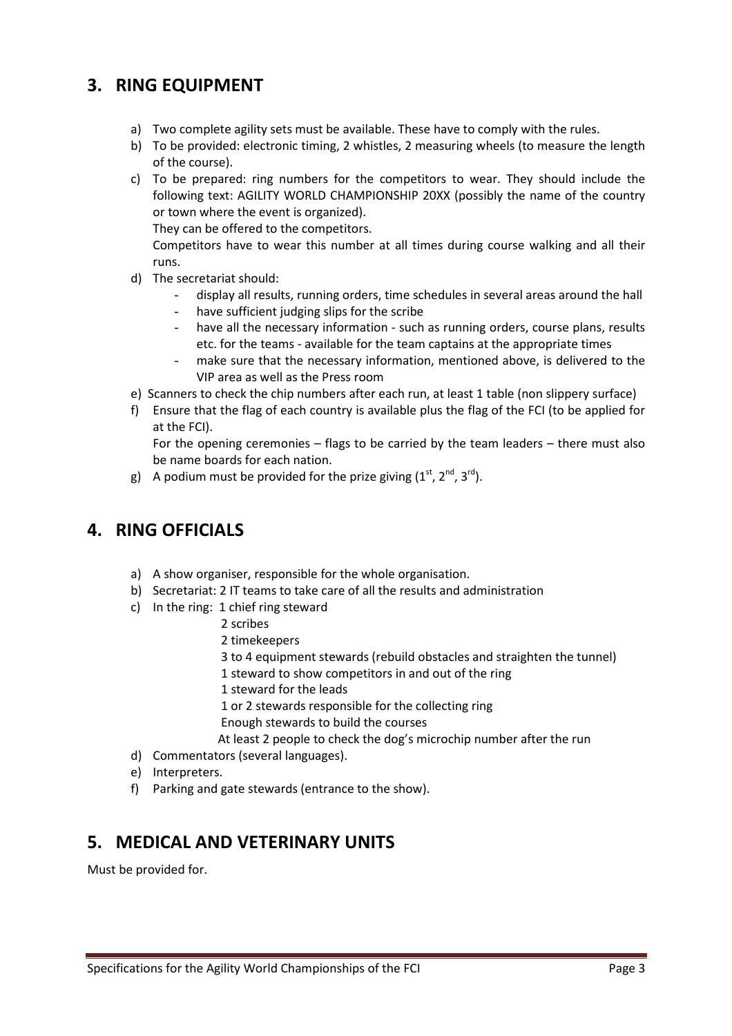## 3. RING EQUIPMENT

a) Two complete agility sets must be available. These have to comply with the rules.

b) To be provided: electronic timing, 2 whistles, 2 measuring wheels (to measure the length of the course).

c) To be prepared: ring numbers for the competitors to wear. They should include the following text: AGILITY WORLD CHAMPIONSHIP 20XX (possibly the name of the country or town where the event is organized).
They can be offered to the competitors.
Competitors have to wear this number at all times during course walking and all their runs.

d) The secretariat should:
   - display all results, running orders, time schedules in several areas around the hall
   - have sufficient judging slips for the scribe
   - have all the necessary information - such as running orders, course plans, results etc. for the teams - available for the team captains at the appropriate times
   - make sure that the necessary information, mentioned above, is delivered to the VIP area as well as the Press room

e) Scanners to check the chip numbers after each run, at least 1 table (non slippery surface)

f) Ensure that the flag of each country is available plus the flag of the FCI (to be applied for at the FCI).
For the opening ceremonies – flags to be carried by the team leaders – there must also be name boards for each nation.

g) A podium must be provided for the prize giving (1st, 2nd, 3rd).

## 4. RING OFFICIALS

a) A show organiser, responsible for the whole organisation.

b) Secretariat: 2 IT teams to take care of all the results and administration

c) In the ring:
   - 1 chief ring steward
   - 2 scribes
   - 2 timekeepers
   - 3 to 4 equipment stewards (rebuild obstacles and straighten the tunnel)
   - 1 steward to show competitors in and out of the ring
   - 1 steward for the leads
   - 1 or 2 stewards responsible for the collecting ring
   - Enough stewards to build the courses
   - At least 2 people to check the dog's microchip number after the run

d) Commentators (several languages).

e) Interpreters.

f) Parking and gate stewards (entrance to the show).

## 5. MEDICAL AND VETERINARY UNITS

Must be provided for.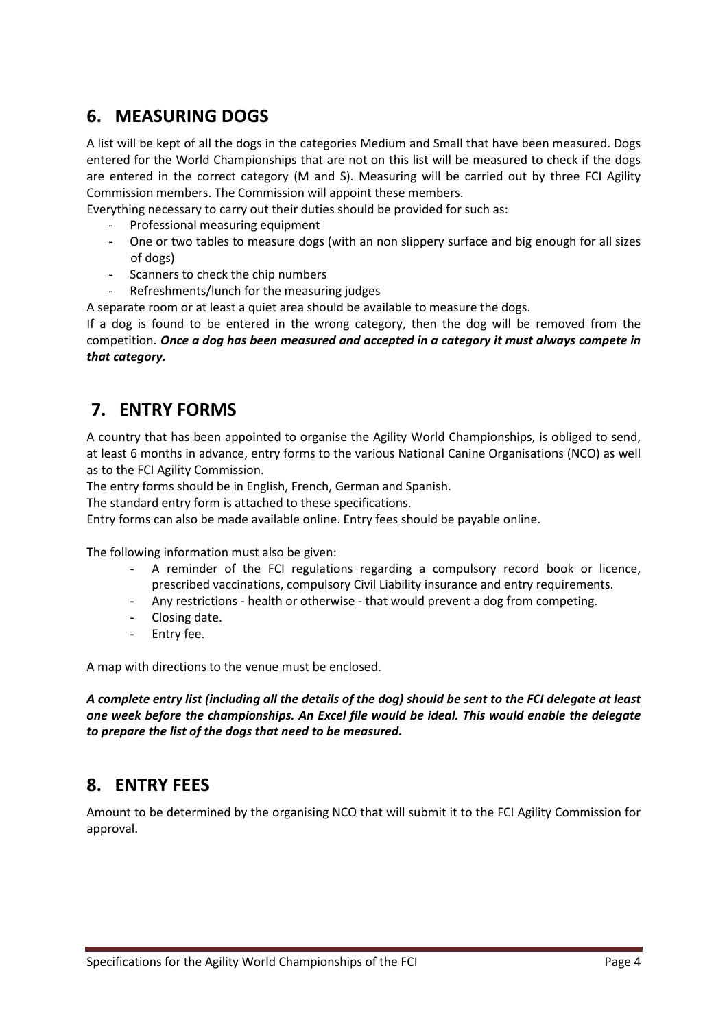## 6. MEASURING DOGS

A list will be kept of all the dogs in the categories Medium and Small that have been measured. Dogs entered for the World Championships that are not on this list will be measured to check if the dogs are entered in the correct category (M and S). Measuring will be carried out by three FCI Agility Commission members. The Commission will appoint these members.

Everything necessary to carry out their duties should be provided for such as:

- Professional measuring equipment
- One or two tables to measure dogs (with an non slippery surface and big enough for all sizes of dogs)
- Scanners to check the chip numbers
- Refreshments/lunch for the measuring judges

A separate room or at least a quiet area should be available to measure the dogs.

If a dog is found to be entered in the wrong category, then the dog will be removed from the competition. ***Once a dog has been measured and accepted in a category it must always compete in that category.***

## 7. ENTRY FORMS

A country that has been appointed to organise the Agility World Championships, is obliged to send, at least 6 months in advance, entry forms to the various National Canine Organisations (NCO) as well as to the FCI Agility Commission.

The entry forms should be in English, French, German and Spanish.

The standard entry form is attached to these specifications.

Entry forms can also be made available online. Entry fees should be payable online.

The following information must also be given:

- A reminder of the FCI regulations regarding a compulsory record book or licence, prescribed vaccinations, compulsory Civil Liability insurance and entry requirements.
- Any restrictions - health or otherwise - that would prevent a dog from competing.
- Closing date.
- Entry fee.

A map with directions to the venue must be enclosed.

***A complete entry list (including all the details of the dog) should be sent to the FCI delegate at least one week before the championships. An Excel file would be ideal. This would enable the delegate to prepare the list of the dogs that need to be measured.***

## 8. ENTRY FEES

Amount to be determined by the organising NCO that will submit it to the FCI Agility Commission for approval.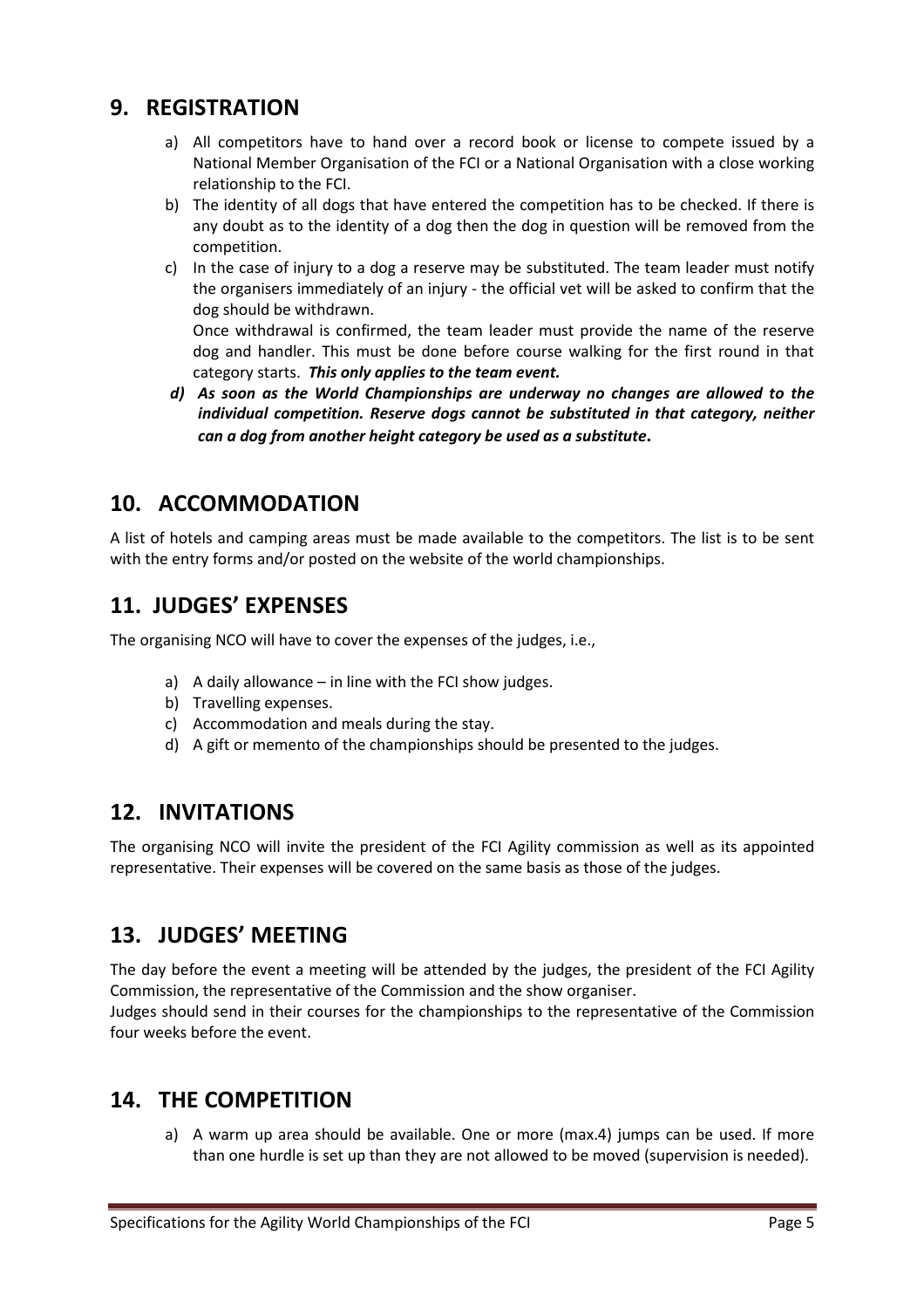## 9. REGISTRATION

a) All competitors have to hand over a record book or license to compete issued by a National Member Organisation of the FCI or a National Organisation with a close working relationship to the FCI.

b) The identity of all dogs that have entered the competition has to be checked. If there is any doubt as to the identity of a dog then the dog in question will be removed from the competition.

c) In the case of injury to a dog a reserve may be substituted. The team leader must notify the organisers immediately of an injury - the official vet will be asked to confirm that the dog should be withdrawn.
Once withdrawal is confirmed, the team leader must provide the name of the reserve dog and handler. This must be done before course walking for the first round in that category starts. ***This only applies to the team event.***

***d) As soon as the World Championships are underway no changes are allowed to the individual competition. Reserve dogs cannot be substituted in that category, neither can a dog from another height category be used as a substitute.***

## 10. ACCOMMODATION

A list of hotels and camping areas must be made available to the competitors. The list is to be sent with the entry forms and/or posted on the website of the world championships.

## 11. JUDGES' EXPENSES

The organising NCO will have to cover the expenses of the judges, i.e.,

a) A daily allowance – in line with the FCI show judges.
b) Travelling expenses.
c) Accommodation and meals during the stay.
d) A gift or memento of the championships should be presented to the judges.

## 12. INVITATIONS

The organising NCO will invite the president of the FCI Agility commission as well as its appointed representative. Their expenses will be covered on the same basis as those of the judges.

## 13. JUDGES' MEETING

The day before the event a meeting will be attended by the judges, the president of the FCI Agility Commission, the representative of the Commission and the show organiser.
Judges should send in their courses for the championships to the representative of the Commission four weeks before the event.

## 14. THE COMPETITION

a) A warm up area should be available. One or more (max.4) jumps can be used. If more than one hurdle is set up than they are not allowed to be moved (supervision is needed).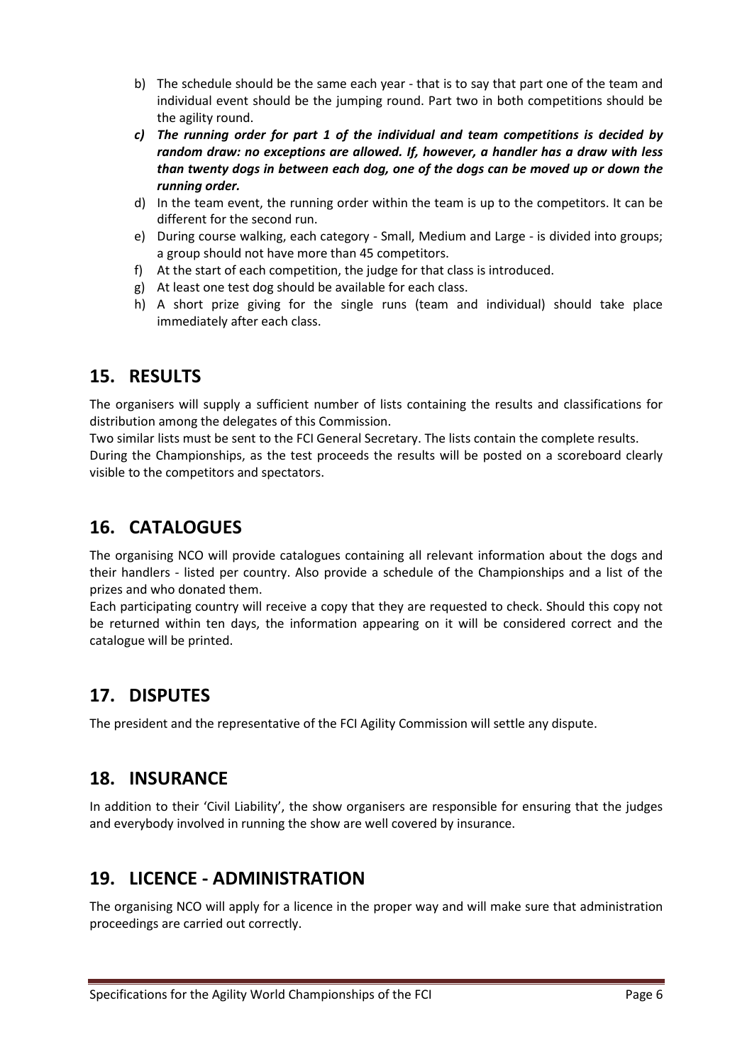b) The schedule should be the same each year - that is to say that part one of the team and individual event should be the jumping round. Part two in both competitions should be the agility round.
***c) The running order for part 1 of the individual and team competitions is decided by random draw: no exceptions are allowed. If, however, a handler has a draw with less than twenty dogs in between each dog, one of the dogs can be moved up or down the running order.***
d) In the team event, the running order within the team is up to the competitors. It can be different for the second run.
e) During course walking, each category - Small, Medium and Large - is divided into groups; a group should not have more than 45 competitors.
f) At the start of each competition, the judge for that class is introduced.
g) At least one test dog should be available for each class.
h) A short prize giving for the single runs (team and individual) should take place immediately after each class.

## 15. RESULTS

The organisers will supply a sufficient number of lists containing the results and classifications for distribution among the delegates of this Commission.
Two similar lists must be sent to the FCI General Secretary. The lists contain the complete results.
During the Championships, as the test proceeds the results will be posted on a scoreboard clearly visible to the competitors and spectators.

## 16. CATALOGUES

The organising NCO will provide catalogues containing all relevant information about the dogs and their handlers - listed per country. Also provide a schedule of the Championships and a list of the prizes and who donated them.
Each participating country will receive a copy that they are requested to check. Should this copy not be returned within ten days, the information appearing on it will be considered correct and the catalogue will be printed.

## 17. DISPUTES

The president and the representative of the FCI Agility Commission will settle any dispute.

## 18. INSURANCE

In addition to their 'Civil Liability', the show organisers are responsible for ensuring that the judges and everybody involved in running the show are well covered by insurance.

## 19. LICENCE - ADMINISTRATION

The organising NCO will apply for a licence in the proper way and will make sure that administration proceedings are carried out correctly.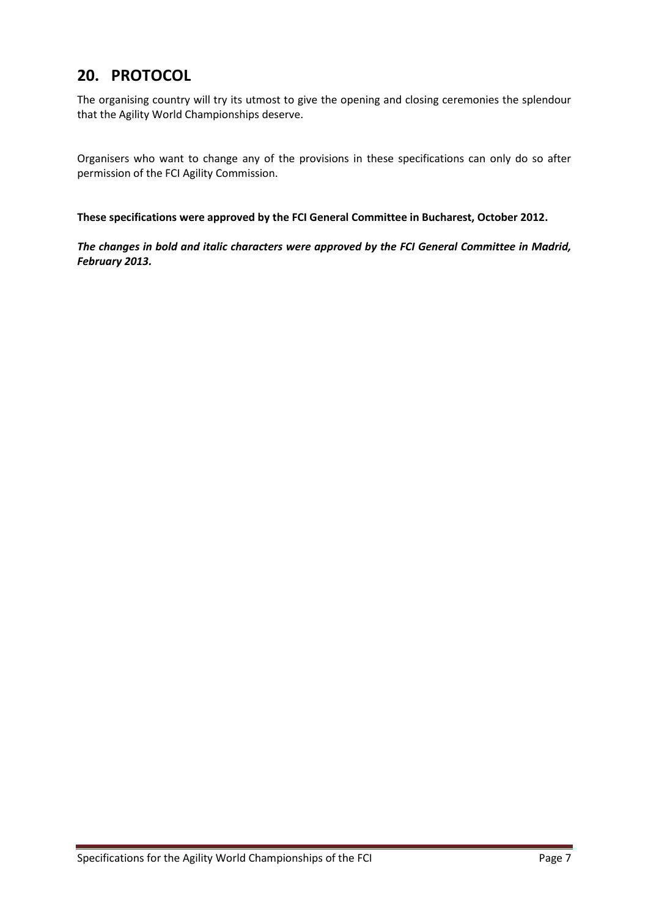## 20. PROTOCOL

The organising country will try its utmost to give the opening and closing ceremonies the splendour that the Agility World Championships deserve.

Organisers who want to change any of the provisions in these specifications can only do so after permission of the FCI Agility Commission.

**These specifications were approved by the FCI General Committee in Bucharest, October 2012.**

***The changes in bold and italic characters were approved by the FCI General Committee in Madrid, February 2013.***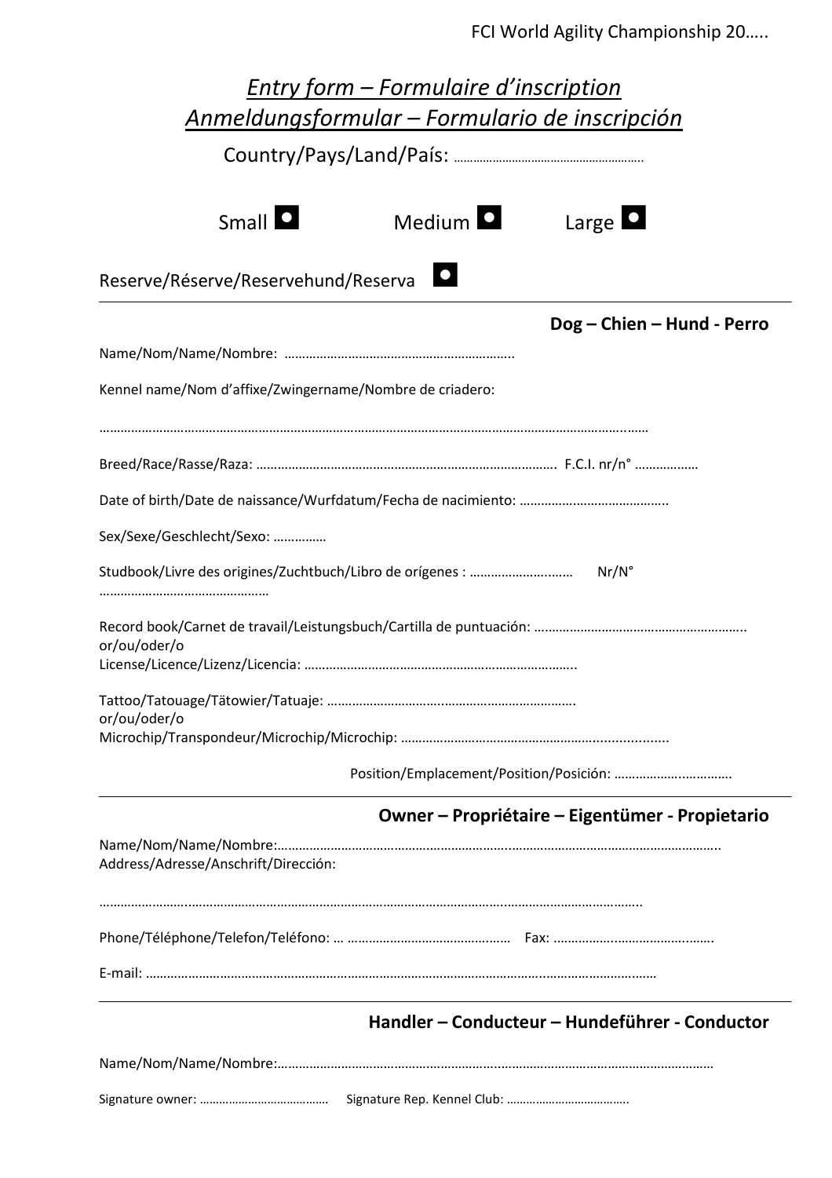FCI World Agility Championship 20…..

# *Entry form – Formulaire d'inscription*
# *Anmeldungsformular – Formulario de inscripción*

Country/Pays/Land/País: …………………………………………………

Small ◘ Medium ◘ Large ◘

Reserve/Réserve/Reservehund/Reserva ◘

---

**Dog – Chien – Hund - Perro**

Name/Nom/Name/Nombre: ………………………………………………………..

Kennel name/Nom d'affixe/Zwingername/Nombre de criadero:

……………………………………………………………………………………………………………………………

Breed/Race/Rasse/Raza: ………………………………………………………………………. F.C.I. nr/n° ………………

Date of birth/Date de naissance/Wurfdatum/Fecha de nacimiento: ……………………………………..

Sex/Sexe/Geschlecht/Sexo: ……………

Studbook/Livre des origines/Zuchtbuch/Libro de orígenes : ……………………….…    Nr/N° …………………………………………

Record book/Carnet de travail/Leistungsbuch/Cartilla de puntuación: …………………………………………………..
or/ou/oder/o
License/Licence/Lizenz/Licencia: …………………………………………………………………..

Tattoo/Tatouage/Tätowier/Tatuaje: …………………………………………………………….
or/ou/oder/o
Microchip/Transpondeur/Microchip/Microchip: ……………………………………………………………

Position/Emplacement/Position/Posición: ……………………………

---

**Owner – Propriétaire – Eigentümer - Propietario**

Name/Nom/Name/Nombre:…………………………………………………………………………………………………………..
Address/Adresse/Anschrift/Dirección:

…………………………………………………………………………………………………………………………….

Phone/Téléphone/Telefon/Teléfono: … ………………………………………  Fax: ……………………………………….

E-mail: ……………………………………………………………………………………………………………………

---

**Handler – Conducteur – Hundeführer - Conductor**

Name/Nom/Name/Nombre:………………………………………………………………………………………………………

Signature owner: …………………………………  Signature Rep. Kennel Club: ……………………………….